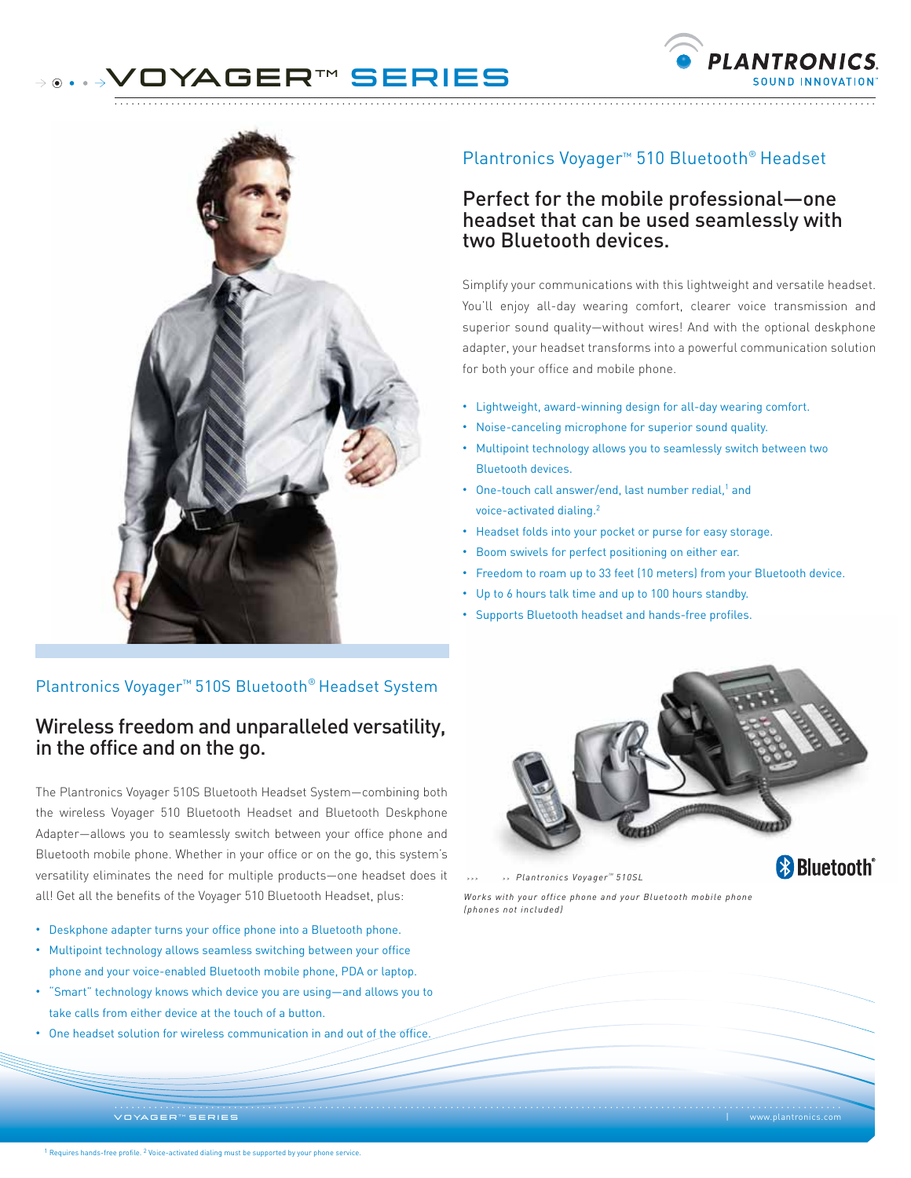# VOYAGER™ SERIES

PLANTRONICS. SOUND INNOVATION®

## Plantronics Voyager™ 510 Bluetooth® Headset

### Perfect for the mobile professional—one headset that can be used seamlessly with two Bluetooth devices.

Simplify your communications with this lightweight and versatile headset. You'll enjoy all-day wearing comfort, clearer voice transmission and superior sound quality—without wires! And with the optional deskphone adapter, your headset transforms into a powerful communication solution for both your office and mobile phone.

- Lightweight, award-winning design for all-day wearing comfort.
- Noise-canceling microphone for superior sound quality.
- Multipoint technology allows you to seamlessly switch between two Bluetooth devices.
- One-touch call answer/end, last number redial,[1] and voice-activated dialing.[2]
- Headset folds into your pocket or purse for easy storage.
- Boom swivels for perfect positioning on either ear.
- Freedom to roam up to 33 feet (10 meters) from your Bluetooth device.
- Up to 6 hours talk time and up to 100 hours standby.
- Supports Bluetooth headset and hands-free profiles.

## Plantronics Voyager™ 510S Bluetooth® Headset System

### Wireless freedom and unparalleled versatility, in the office and on the go.

The Plantronics Voyager 510S Bluetooth Headset System—combining both the wireless Voyager 510 Bluetooth Headset and Bluetooth Deskphone Adapter—allows you to seamlessly switch between your office phone and Bluetooth mobile phone. Whether in your office or on the go, this system's versatility eliminates the need for multiple products—one headset does it all! Get all the benefits of the Voyager 510 Bluetooth Headset, plus:

- Deskphone adapter turns your office phone into a Bluetooth phone.
- Multipoint technology allows seamless switching between your office phone and your voice-enabled Bluetooth mobile phone, PDA or laptop.
- "Smart" technology knows which device you are using—and allows you to take calls from either device at the touch of a button.
- One headset solution for wireless communication in and out of the office.

*Plantronics Voyager™ 510SL*

*Works with your office phone and your Bluetooth mobile phone (phones not included)*

Bluetooth®

[1] Requires hands-free profile. [2] Voice-activated dialing must be supported by your phone service.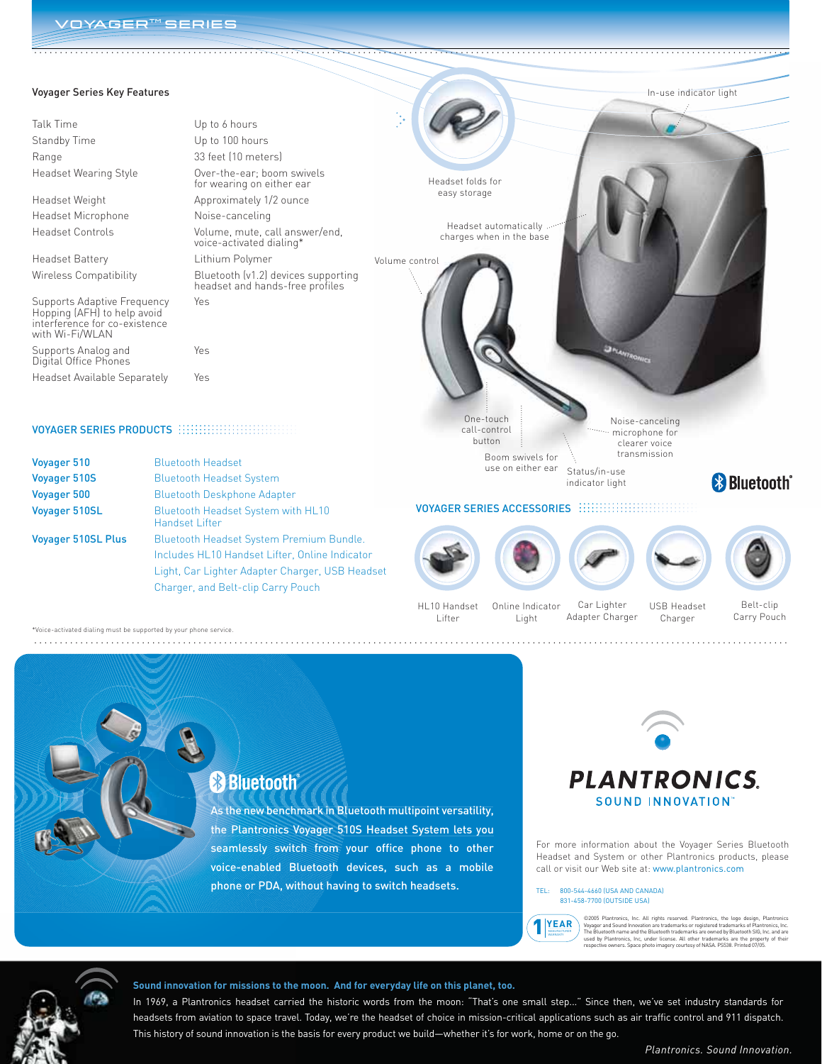## Voyager Series Key Features

| | |
|---|---|
| Talk Time | Up to 6 hours |
| Standby Time | Up to 100 hours |
| Range | 33 feet (10 meters) |
| Headset Wearing Style | Over-the-ear; boom swivels for wearing on either ear |
| Headset Weight | Approximately 1/2 ounce |
| Headset Microphone | Noise-canceling |
| Headset Controls | Volume, mute, call answer/end, voice-activated dialing* |
| Headset Battery | Lithium Polymer |
| Wireless Compatibility | Bluetooth (v1.2) devices supporting headset and hands-free profiles |
| Supports Adaptive Frequency Hopping (AFH) to help avoid interference for co-existence with Wi-Fi/WLAN | Yes |
| Supports Analog and Digital Office Phones | Yes |
| Headset Available Separately | Yes |

Headset folds for easy storage

In-use indicator light

Headset automatically charges when in the base

Volume control

One-touch call-control button

Boom swivels for use on either ear

Noise-canceling microphone for clearer voice transmission

Status/in-use indicator light

Bluetooth®

## VOYAGER SERIES PRODUCTS

| | |
|---|---|
| Voyager 510 | Bluetooth Headset |
| Voyager 510S | Bluetooth Headset System |
| Voyager 500 | Bluetooth Deskphone Adapter |
| Voyager 510SL | Bluetooth Headset System with HL10 Handset Lifter |
| Voyager 510SL Plus | Bluetooth Headset System Premium Bundle. Includes HL10 Handset Lifter, Online Indicator Light, Car Lighter Adapter Charger, USB Headset Charger, and Belt-clip Carry Pouch |

## VOYAGER SERIES ACCESSORIES

HL10 Handset Lifter

Online Indicator Light

Car Lighter Adapter Charger

USB Headset Charger

Belt-clip Carry Pouch

*Voice-activated dialing must be supported by your phone service.

Bluetooth®

As the new benchmark in Bluetooth multipoint versatility, the Plantronics Voyager 510S Headset System lets you seamlessly switch from your office phone to other voice-enabled Bluetooth devices, such as a mobile phone or PDA, without having to switch headsets.

**PLANTRONICS.**
SOUND INNOVATION™

For more information about the Voyager Series Bluetooth Headset and System or other Plantronics products, please call or visit our Web site at: www.plantronics.com

TEL: 800-544-4660 (USA AND CANADA)
831-458-7700 (OUTSIDE USA)

1 YEAR MANUFACTURER WARRANTY

©2005 Plantronics, Inc. All rights reserved. Plantronics, the logo design, Plantronics Voyager and Sound Innovation are trademarks or registered trademarks of Plantronics, Inc. The Bluetooth name and the Bluetooth trademarks are owned by Bluetooth SIG, Inc. and are used by Plantronics, Inc. under license. All other trademarks are the property of their respective owners. Space photo imagery courtesy of NASA. PS538. Printed 07/05.

**Sound innovation for missions to the moon. And for everyday life on this planet, too.**

In 1969, a Plantronics headset carried the historic words from the moon: "That's one small step..." Since then, we've set industry standards for headsets from aviation to space travel. Today, we're the headset of choice in mission-critical applications such as air traffic control and 911 dispatch. This history of sound innovation is the basis for every product we build—whether it's for work, home or on the go.

*Plantronics. Sound Innovation.*